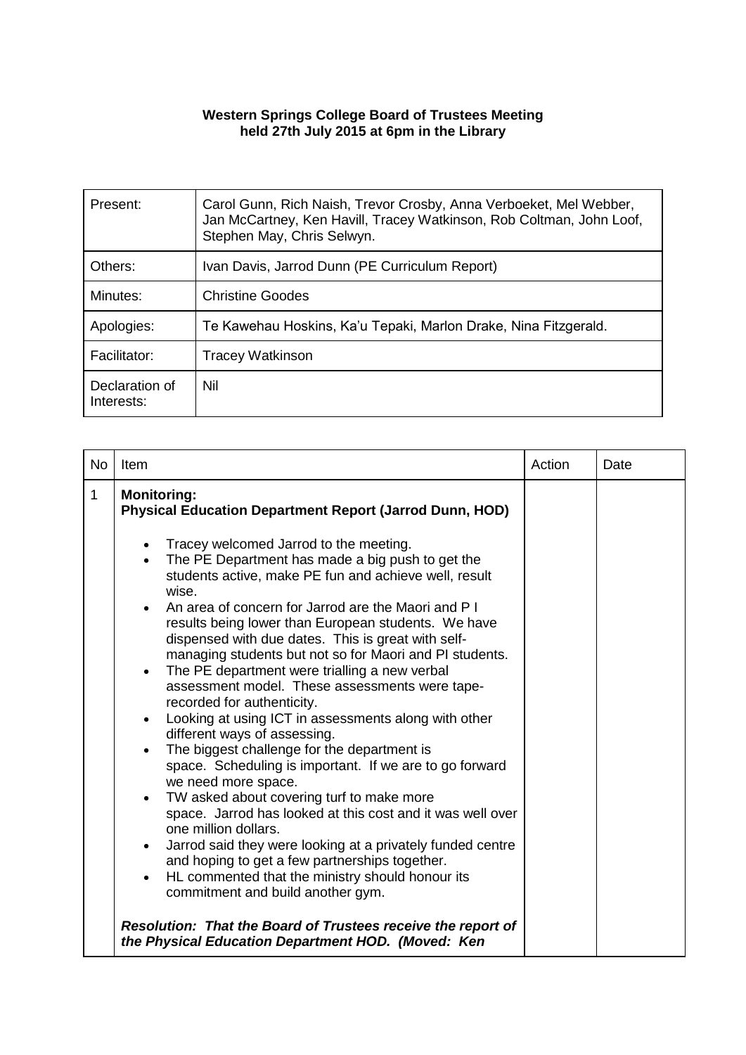**Western Springs College Board of Trustees Meeting held 27th July 2015 at 6pm in the Library**

| Present: | Carol Gunn, Rich Naish, Trevor Crosby, Anna Verboeket, Mel Webber, Jan McCartney, Ken Havill, Tracey Watkinson, Rob Coltman, John Loof, Stephen May, Chris Selwyn. |
|---|---|
| Others: | Ivan Davis, Jarrod Dunn (PE Curriculum Report) |
| Minutes: | Christine Goodes |
| Apologies: | Te Kawehau Hoskins, Ka'u Tepaki, Marlon Drake, Nina Fitzgerald. |
| Facilitator: | Tracey Watkinson |
| Declaration of Interests: | Nil |

| No | Item | Action | Date |
|---|---|---|---|
| 1 | **Monitoring:**<br>**Physical Education Department Report (Jarrod Dunn, HOD)**<br><br>• Tracey welcomed Jarrod to the meeting.<br>• The PE Department has made a big push to get the students active, make PE fun and achieve well, result wise.<br>• An area of concern for Jarrod are the Maori and P I results being lower than European students. We have dispensed with due dates. This is great with self-managing students but not so for Maori and PI students.<br>• The PE department were trialling a new verbal assessment model. These assessments were tape-recorded for authenticity.<br>• Looking at using ICT in assessments along with other different ways of assessing.<br>• The biggest challenge for the department is space. Scheduling is important. If we are to go forward we need more space.<br>• TW asked about covering turf to make more space. Jarrod has looked at this cost and it was well over one million dollars.<br>• Jarrod said they were looking at a privately funded centre and hoping to get a few partnerships together.<br>• HL commented that the ministry should honour its commitment and build another gym.<br><br>***Resolution: That the Board of Trustees receive the report of the Physical Education Department HOD. (Moved: Ken*** | | |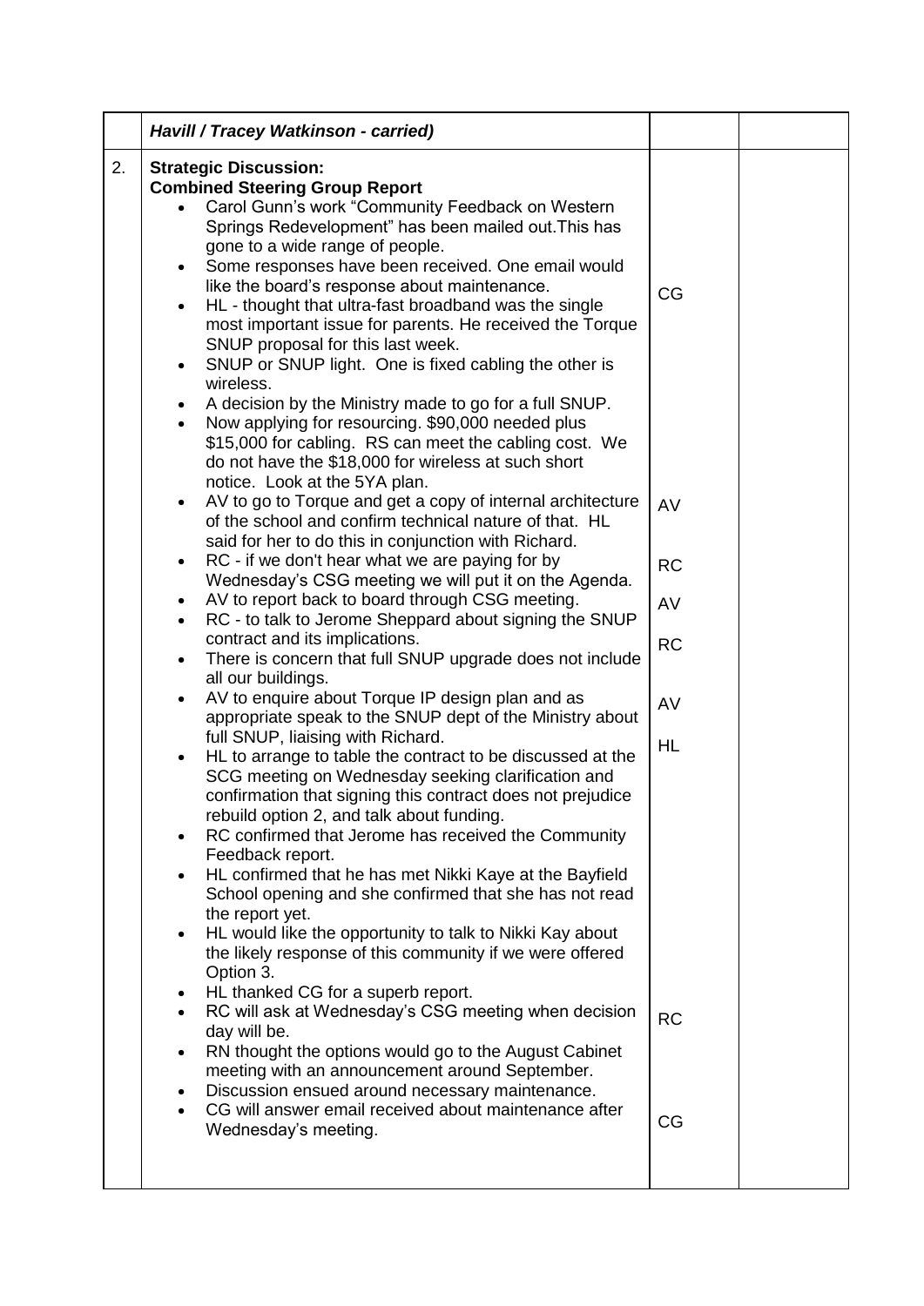| | *Havill / Tracey Watkinson - carried)* | | |
|---|---|---|---|
| 2. | **Strategic Discussion:**<br>**Combined Steering Group Report**<br>• Carol Gunn's work "Community Feedback on Western Springs Redevelopment" has been mailed out.This has gone to a wide range of people.<br>• Some responses have been received. One email would like the board's response about maintenance.<br>• HL - thought that ultra-fast broadband was the single most important issue for parents. He received the Torque SNUP proposal for this last week.<br>• SNUP or SNUP light. One is fixed cabling the other is wireless.<br>• A decision by the Ministry made to go for a full SNUP.<br>• Now applying for resourcing. $90,000 needed plus $15,000 for cabling. RS can meet the cabling cost. We do not have the $18,000 for wireless at such short notice. Look at the 5YA plan.<br>• AV to go to Torque and get a copy of internal architecture of the school and confirm technical nature of that. HL said for her to do this in conjunction with Richard.<br>• RC - if we don't hear what we are paying for by Wednesday's CSG meeting we will put it on the Agenda.<br>• AV to report back to board through CSG meeting.<br>• RC - to talk to Jerome Sheppard about signing the SNUP contract and its implications.<br>• There is concern that full SNUP upgrade does not include all our buildings.<br>• AV to enquire about Torque IP design plan and as appropriate speak to the SNUP dept of the Ministry about full SNUP, liaising with Richard.<br>• HL to arrange to table the contract to be discussed at the SCG meeting on Wednesday seeking clarification and confirmation that signing this contract does not prejudice rebuild option 2, and talk about funding.<br>• RC confirmed that Jerome has received the Community Feedback report.<br>• HL confirmed that he has met Nikki Kaye at the Bayfield School opening and she confirmed that she has not read the report yet.<br>• HL would like the opportunity to talk to Nikki Kay about the likely response of this community if we were offered Option 3.<br>• HL thanked CG for a superb report.<br>• RC will ask at Wednesday's CSG meeting when decision day will be.<br>• RN thought the options would go to the August Cabinet meeting with an announcement around September.<br>• Discussion ensued around necessary maintenance.<br>• CG will answer email received about maintenance after Wednesday's meeting. | CG<br><br>AV<br><br>RC<br><br>AV<br><br>RC<br><br>AV<br><br>HL<br><br>RC<br><br>CG | |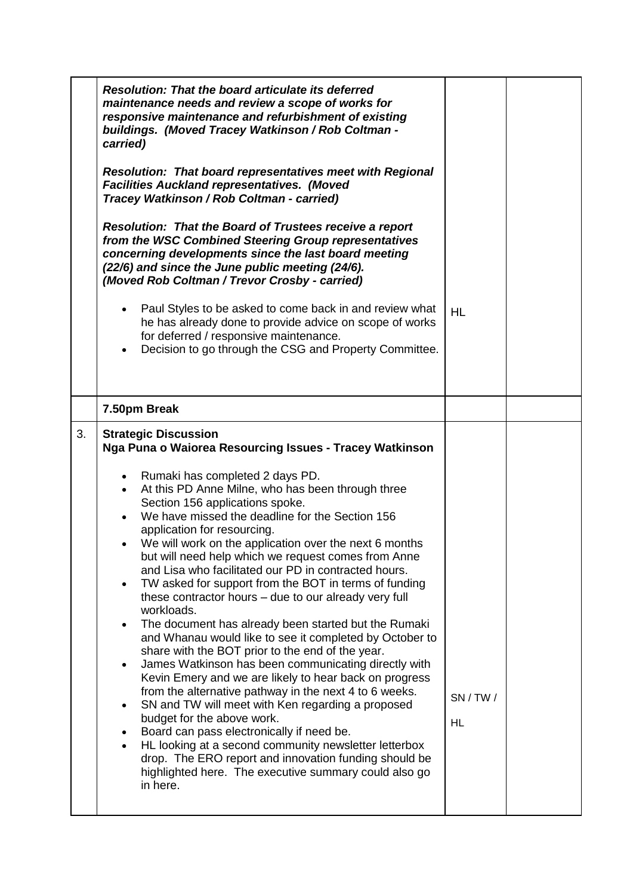| | | | |
|---|---|---|---|
| | ***Resolution: That the board articulate its deferred maintenance needs and review a scope of works for responsive maintenance and refurbishment of existing buildings. (Moved Tracey Watkinson / Rob Coltman - carried)***<br><br>***Resolution: That board representatives meet with Regional Facilities Auckland representatives. (Moved Tracey Watkinson / Rob Coltman - carried)***<br><br>***Resolution: That the Board of Trustees receive a report from the WSC Combined Steering Group representatives concerning developments since the last board meeting (22/6) and since the June public meeting (24/6). (Moved Rob Coltman / Trevor Crosby - carried)***<br><br>• Paul Styles to be asked to come back in and review what he has already done to provide advice on scope of works for deferred / responsive maintenance.<br>• Decision to go through the CSG and Property Committee. | HL | |
| | **7.50pm Break** | | |
| 3. | **Strategic Discussion**<br>**Nga Puna o Waiorea Resourcing Issues - Tracey Watkinson**<br><br>• Rumaki has completed 2 days PD.<br>• At this PD Anne Milne, who has been through three Section 156 applications spoke.<br>• We have missed the deadline for the Section 156 application for resourcing.<br>• We will work on the application over the next 6 months but will need help which we request comes from Anne and Lisa who facilitated our PD in contracted hours.<br>• TW asked for support from the BOT in terms of funding these contractor hours – due to our already very full workloads.<br>• The document has already been started but the Rumaki and Whanau would like to see it completed by October to share with the BOT prior to the end of the year.<br>• James Watkinson has been communicating directly with Kevin Emery and we are likely to hear back on progress from the alternative pathway in the next 4 to 6 weeks.<br>• SN and TW will meet with Ken regarding a proposed budget for the above work.<br>• Board can pass electronically if need be.<br>• HL looking at a second community newsletter letterbox drop. The ERO report and innovation funding should be highlighted here. The executive summary could also go in here. | SN / TW /<br><br>HL | |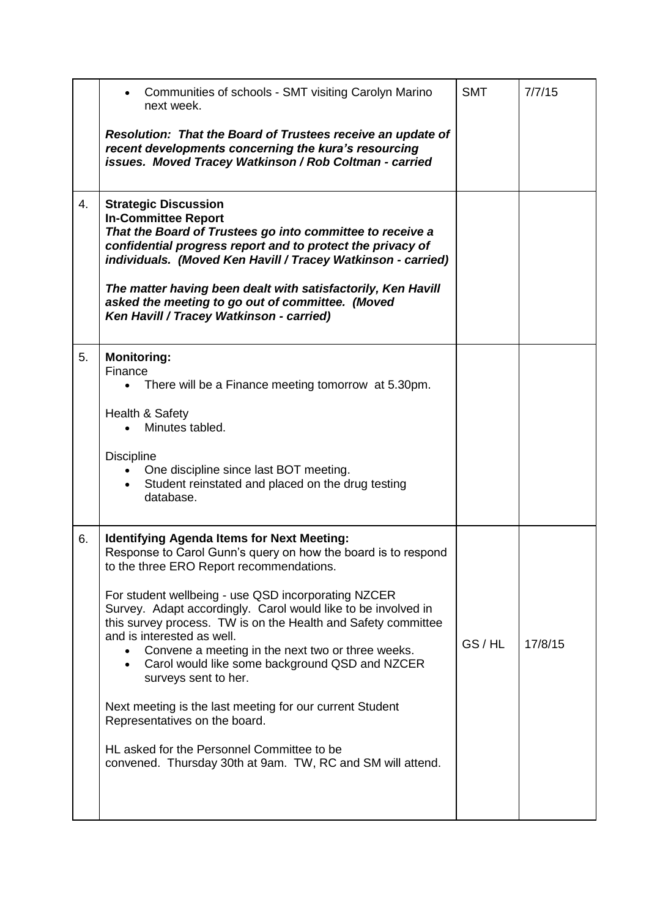| | | | |
|---|---|---|---|
| | • Communities of schools - SMT visiting Carolyn Marino next week.<br><br>***Resolution: That the Board of Trustees receive an update of recent developments concerning the kura's resourcing issues. Moved Tracey Watkinson / Rob Coltman - carried*** | SMT | 7/7/15 |
| 4. | **Strategic Discussion**<br>**In-Committee Report**<br>***That the Board of Trustees go into committee to receive a confidential progress report and to protect the privacy of individuals. (Moved Ken Havill / Tracey Watkinson - carried)***<br><br>***The matter having been dealt with satisfactorily, Ken Havill asked the meeting to go out of committee. (Moved Ken Havill / Tracey Watkinson - carried)*** | | |
| 5. | **Monitoring:**<br>Finance<br>• There will be a Finance meeting tomorrow at 5.30pm.<br><br>Health & Safety<br>• Minutes tabled.<br><br>Discipline<br>• One discipline since last BOT meeting.<br>• Student reinstated and placed on the drug testing database. | | |
| 6. | **Identifying Agenda Items for Next Meeting:**<br>Response to Carol Gunn's query on how the board is to respond to the three ERO Report recommendations.<br><br>For student wellbeing - use QSD incorporating NZCER Survey. Adapt accordingly. Carol would like to be involved in this survey process. TW is on the Health and Safety committee and is interested as well.<br>• Convene a meeting in the next two or three weeks.<br>• Carol would like some background QSD and NZCER surveys sent to her.<br><br>Next meeting is the last meeting for our current Student Representatives on the board.<br><br>HL asked for the Personnel Committee to be convened. Thursday 30th at 9am. TW, RC and SM will attend. | GS / HL | 17/8/15 |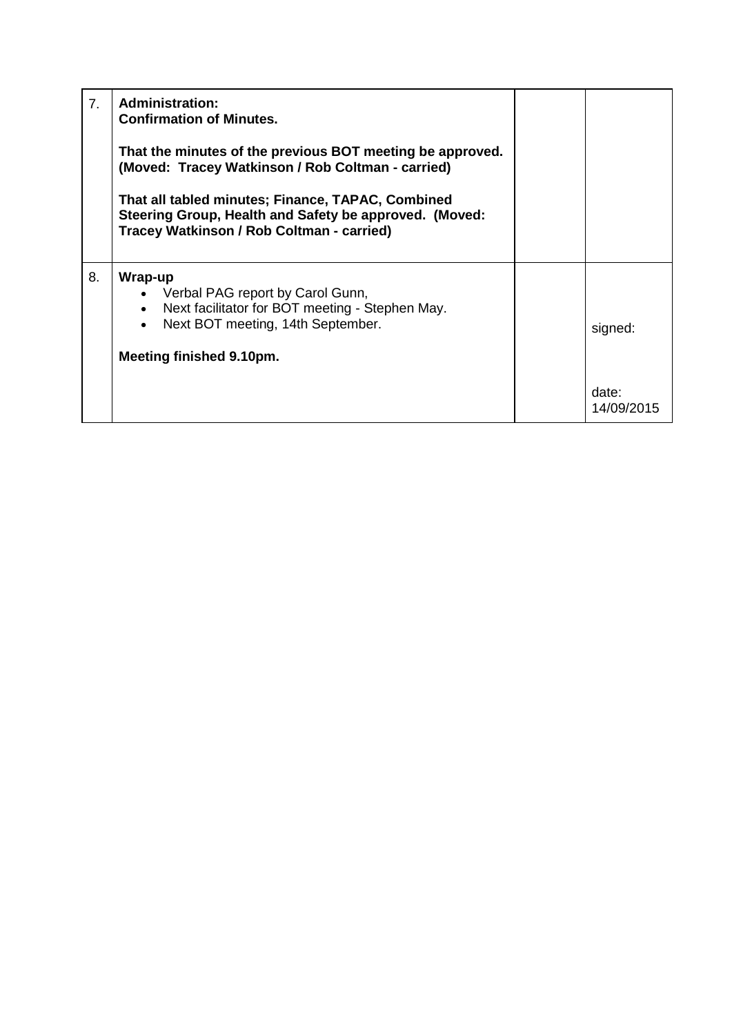| | | | |
|---|---|---|---|
| 7. | **Administration:**<br>**Confirmation of Minutes.**<br><br>**That the minutes of the previous BOT meeting be approved. (Moved: Tracey Watkinson / Rob Coltman - carried)**<br><br>**That all tabled minutes; Finance, TAPAC, Combined Steering Group, Health and Safety be approved. (Moved: Tracey Watkinson / Rob Coltman - carried)** | | |
| 8. | **Wrap-up**<br>• Verbal PAG report by Carol Gunn,<br>• Next facilitator for BOT meeting - Stephen May.<br>• Next BOT meeting, 14th September.<br><br>**Meeting finished 9.10pm.** | | signed:<br><br>date:<br>14/09/2015 |